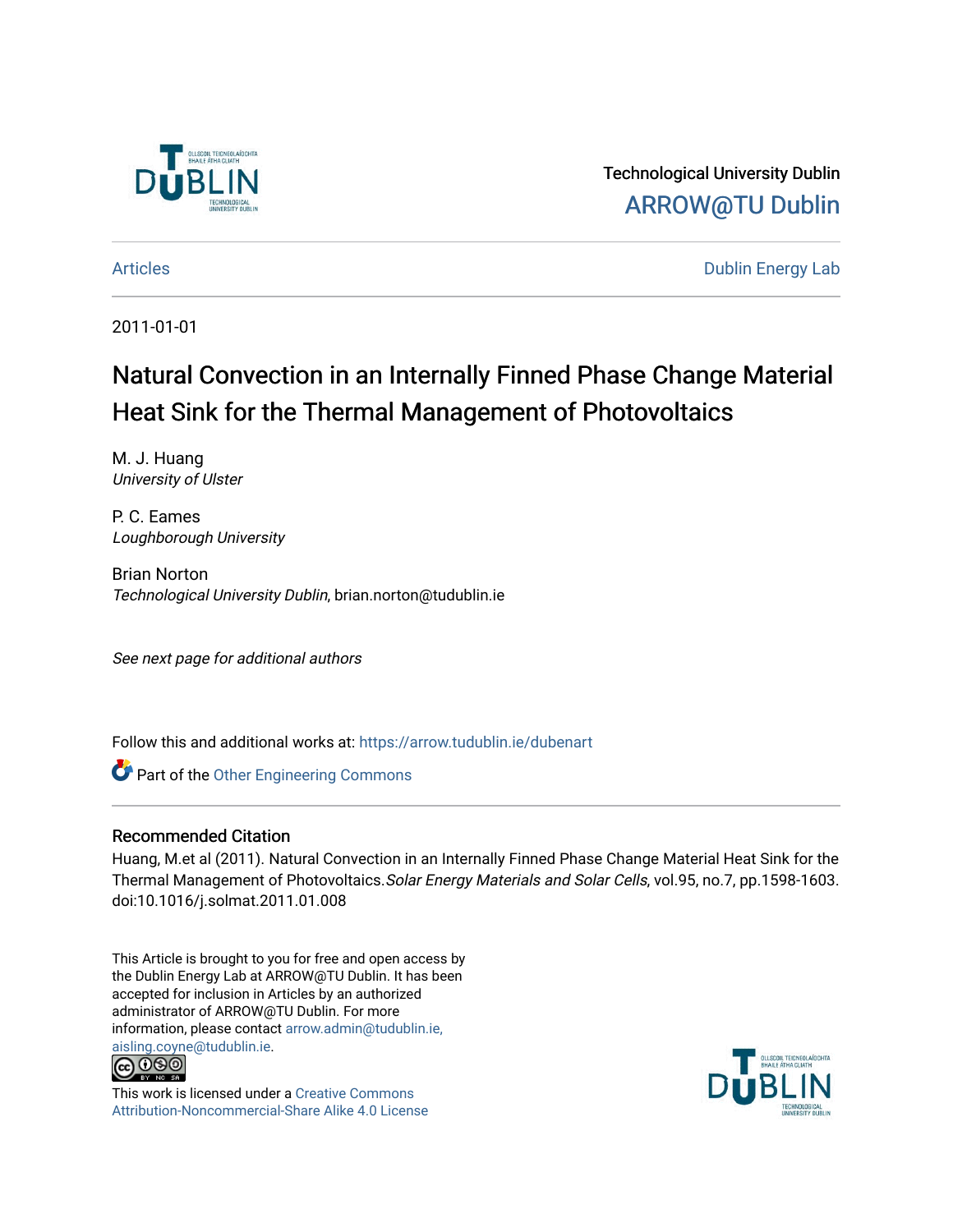Technological University Dublin

ARROW@TU Dublin

Articles

Dublin Energy Lab

2011-01-01

# Natural Convection in an Internally Finned Phase Change Material Heat Sink for the Thermal Management of Photovoltaics

M. J. Huang
*University of Ulster*

P. C. Eames
*Loughborough University*

Brian Norton
*Technological University Dublin*, brian.norton@tudublin.ie

*See next page for additional authors*

Follow this and additional works at: https://arrow.tudublin.ie/dubenart

Part of the Other Engineering Commons

## Recommended Citation

Huang, M.et al (2011). Natural Convection in an Internally Finned Phase Change Material Heat Sink for the Thermal Management of Photovoltaics. *Solar Energy Materials and Solar Cells*, vol.95, no.7, pp.1598-1603. doi:10.1016/j.solmat.2011.01.008

This Article is brought to you for free and open access by the Dublin Energy Lab at ARROW@TU Dublin. It has been accepted for inclusion in Articles by an authorized administrator of ARROW@TU Dublin. For more information, please contact arrow.admin@tudublin.ie, aisling.coyne@tudublin.ie.

This work is licensed under a Creative Commons Attribution-Noncommercial-Share Alike 4.0 License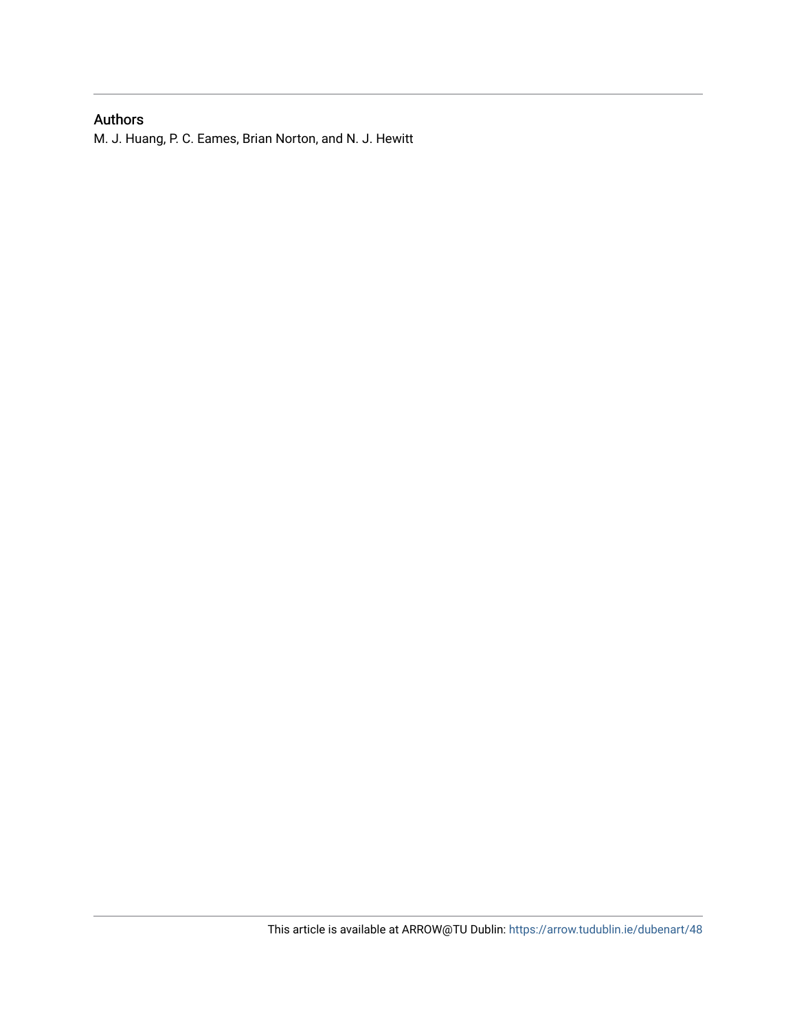## Authors

M. J. Huang, P. C. Eames, Brian Norton, and N. J. Hewitt

This article is available at ARROW@TU Dublin: https://arrow.tudublin.ie/dubenart/48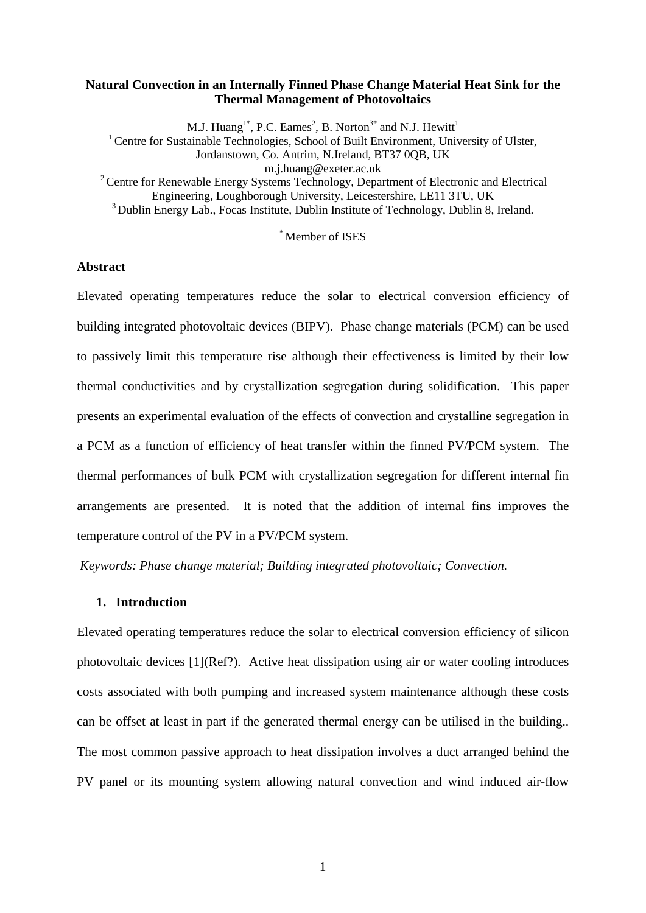# Natural Convection in an Internally Finned Phase Change Material Heat Sink for the Thermal Management of Photovoltaics

M.J. Huang[1*], P.C. Eames[2], B. Norton[3*] and N.J. Hewitt[1]

[1] Centre for Sustainable Technologies, School of Built Environment, University of Ulster, Jordanstown, Co. Antrim, N.Ireland, BT37 0QB, UK

m.j.huang@exeter.ac.uk

[2] Centre for Renewable Energy Systems Technology, Department of Electronic and Electrical Engineering, Loughborough University, Leicestershire, LE11 3TU, UK

[3] Dublin Energy Lab., Focas Institute, Dublin Institute of Technology, Dublin 8, Ireland.

[*] Member of ISES

## Abstract

Elevated operating temperatures reduce the solar to electrical conversion efficiency of building integrated photovoltaic devices (BIPV). Phase change materials (PCM) can be used to passively limit this temperature rise although their effectiveness is limited by their low thermal conductivities and by crystallization segregation during solidification. This paper presents an experimental evaluation of the effects of convection and crystalline segregation in a PCM as a function of efficiency of heat transfer within the finned PV/PCM system. The thermal performances of bulk PCM with crystallization segregation for different internal fin arrangements are presented. It is noted that the addition of internal fins improves the temperature control of the PV in a PV/PCM system.

*Keywords: Phase change material; Building integrated photovoltaic; Convection.*

## 1. Introduction

Elevated operating temperatures reduce the solar to electrical conversion efficiency of silicon photovoltaic devices [1](Ref?). Active heat dissipation using air or water cooling introduces costs associated with both pumping and increased system maintenance although these costs can be offset at least in part if the generated thermal energy can be utilised in the building.. The most common passive approach to heat dissipation involves a duct arranged behind the PV panel or its mounting system allowing natural convection and wind induced air-flow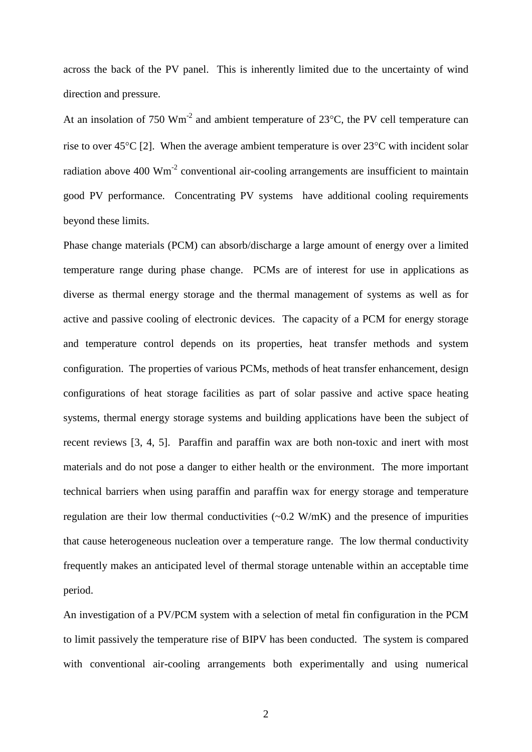across the back of the PV panel. This is inherently limited due to the uncertainty of wind direction and pressure.

At an insolation of 750 $Wm^{-2}$ and ambient temperature of 23°C, the PV cell temperature can rise to over 45°C [2]. When the average ambient temperature is over 23°C with incident solar radiation above 400 $Wm^{-2}$ conventional air-cooling arrangements are insufficient to maintain good PV performance. Concentrating PV systems have additional cooling requirements beyond these limits.

Phase change materials (PCM) can absorb/discharge a large amount of energy over a limited temperature range during phase change. PCMs are of interest for use in applications as diverse as thermal energy storage and the thermal management of systems as well as for active and passive cooling of electronic devices. The capacity of a PCM for energy storage and temperature control depends on its properties, heat transfer methods and system configuration. The properties of various PCMs, methods of heat transfer enhancement, design configurations of heat storage facilities as part of solar passive and active space heating systems, thermal energy storage systems and building applications have been the subject of recent reviews [3, 4, 5]. Paraffin and paraffin wax are both non-toxic and inert with most materials and do not pose a danger to either health or the environment. The more important technical barriers when using paraffin and paraffin wax for energy storage and temperature regulation are their low thermal conductivities (~0.2 W/mK) and the presence of impurities that cause heterogeneous nucleation over a temperature range. The low thermal conductivity frequently makes an anticipated level of thermal storage untenable within an acceptable time period.

An investigation of a PV/PCM system with a selection of metal fin configuration in the PCM to limit passively the temperature rise of BIPV has been conducted. The system is compared with conventional air-cooling arrangements both experimentally and using numerical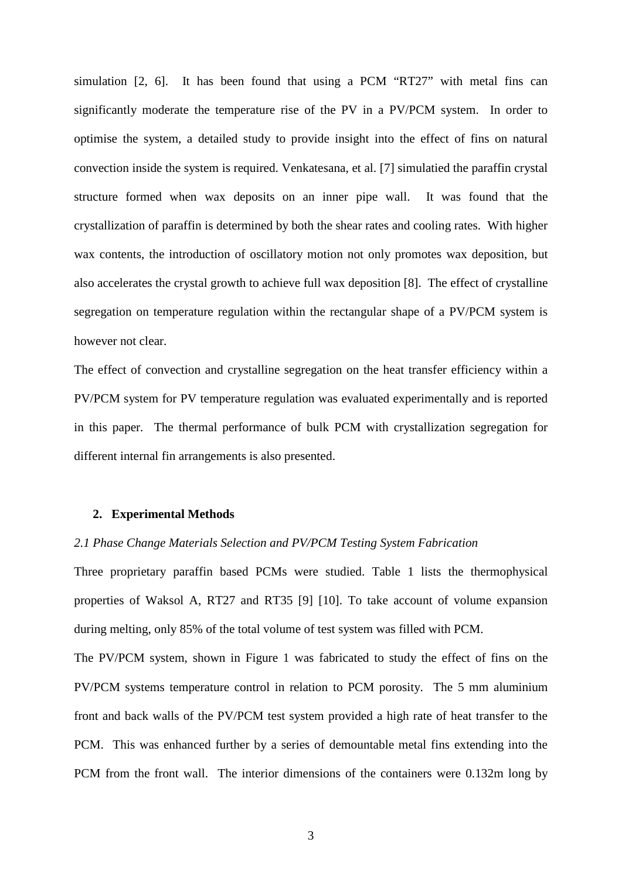simulation [2, 6]. It has been found that using a PCM "RT27" with metal fins can significantly moderate the temperature rise of the PV in a PV/PCM system. In order to optimise the system, a detailed study to provide insight into the effect of fins on natural convection inside the system is required. Venkatesana, et al. [7] simulatied the paraffin crystal structure formed when wax deposits on an inner pipe wall. It was found that the crystallization of paraffin is determined by both the shear rates and cooling rates. With higher wax contents, the introduction of oscillatory motion not only promotes wax deposition, but also accelerates the crystal growth to achieve full wax deposition [8]. The effect of crystalline segregation on temperature regulation within the rectangular shape of a PV/PCM system is however not clear.

The effect of convection and crystalline segregation on the heat transfer efficiency within a PV/PCM system for PV temperature regulation was evaluated experimentally and is reported in this paper. The thermal performance of bulk PCM with crystallization segregation for different internal fin arrangements is also presented.

## 2. Experimental Methods

### *2.1 Phase Change Materials Selection and PV/PCM Testing System Fabrication*

Three proprietary paraffin based PCMs were studied. Table 1 lists the thermophysical properties of Waksol A, RT27 and RT35 [9] [10]. To take account of volume expansion during melting, only 85% of the total volume of test system was filled with PCM.

The PV/PCM system, shown in Figure 1 was fabricated to study the effect of fins on the PV/PCM systems temperature control in relation to PCM porosity. The 5 mm aluminium front and back walls of the PV/PCM test system provided a high rate of heat transfer to the PCM. This was enhanced further by a series of demountable metal fins extending into the PCM from the front wall. The interior dimensions of the containers were 0.132m long by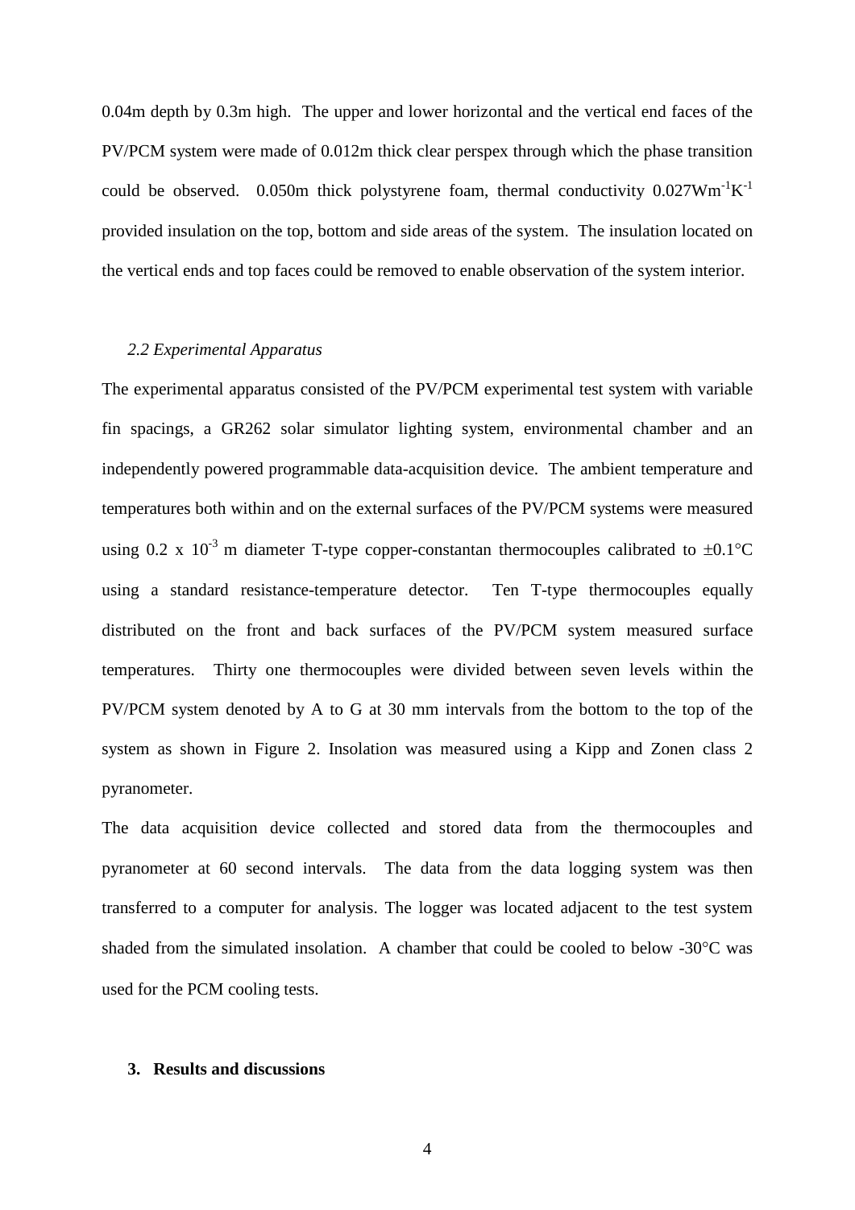0.04m depth by 0.3m high. The upper and lower horizontal and the vertical end faces of the PV/PCM system were made of 0.012m thick clear perspex through which the phase transition could be observed. 0.050m thick polystyrene foam, thermal conductivity $0.027 Wm^{-1}K^{-1}$ provided insulation on the top, bottom and side areas of the system. The insulation located on the vertical ends and top faces could be removed to enable observation of the system interior.

### *2.2 Experimental Apparatus*

The experimental apparatus consisted of the PV/PCM experimental test system with variable fin spacings, a GR262 solar simulator lighting system, environmental chamber and an independently powered programmable data-acquisition device. The ambient temperature and temperatures both within and on the external surfaces of the PV/PCM systems were measured using $0.2 \times 10^{-3}$ m diameter T-type copper-constantan thermocouples calibrated to $\pm 0.1°C$ using a standard resistance-temperature detector. Ten T-type thermocouples equally distributed on the front and back surfaces of the PV/PCM system measured surface temperatures. Thirty one thermocouples were divided between seven levels within the PV/PCM system denoted by A to G at 30 mm intervals from the bottom to the top of the system as shown in Figure 2. Insolation was measured using a Kipp and Zonen class 2 pyranometer.

The data acquisition device collected and stored data from the thermocouples and pyranometer at 60 second intervals. The data from the data logging system was then transferred to a computer for analysis. The logger was located adjacent to the test system shaded from the simulated insolation. A chamber that could be cooled to below -30°C was used for the PCM cooling tests.

## 3. Results and discussions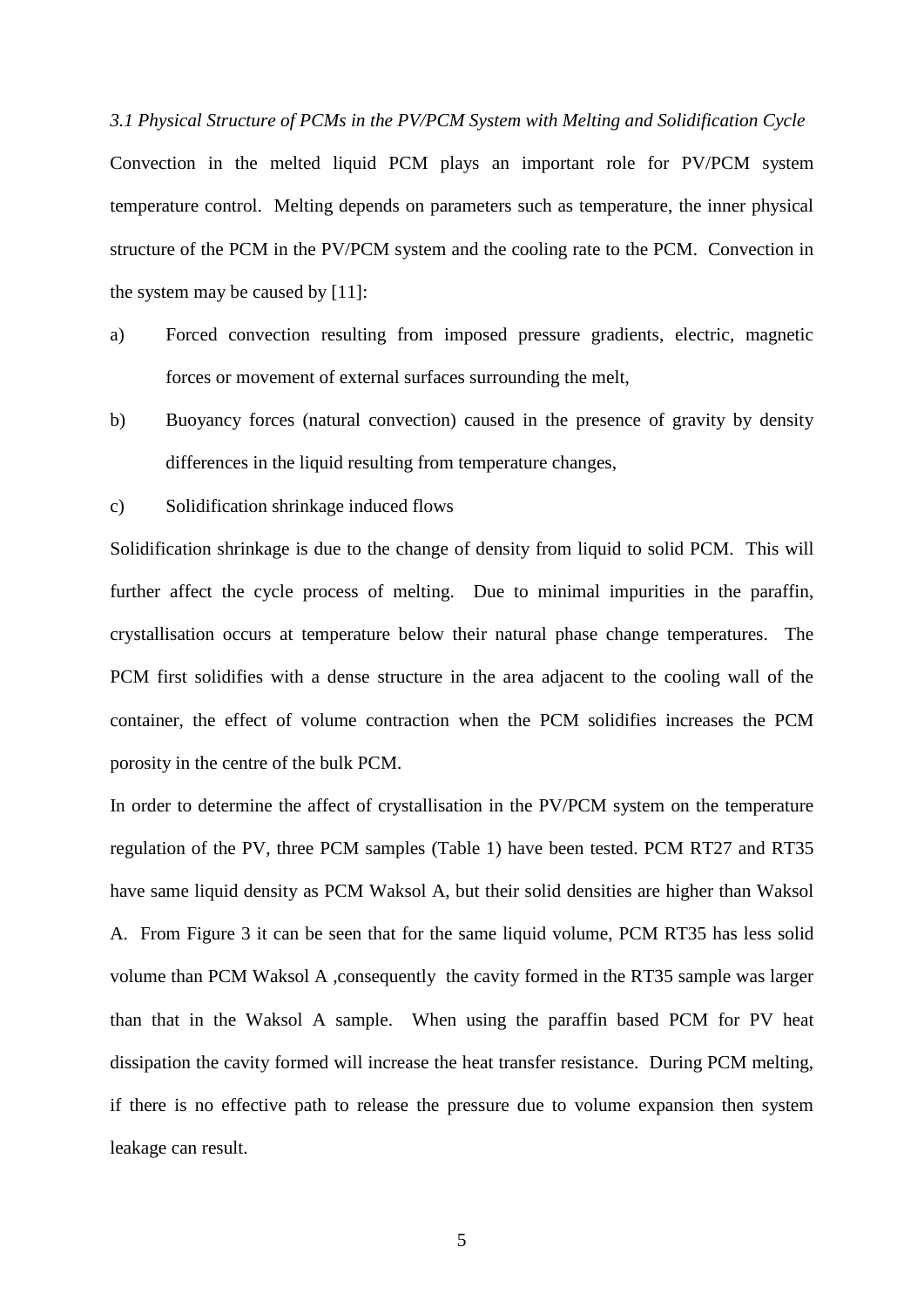### *3.1 Physical Structure of PCMs in the PV/PCM System with Melting and Solidification Cycle*

Convection in the melted liquid PCM plays an important role for PV/PCM system temperature control. Melting depends on parameters such as temperature, the inner physical structure of the PCM in the PV/PCM system and the cooling rate to the PCM. Convection in the system may be caused by [11]:

a) Forced convection resulting from imposed pressure gradients, electric, magnetic forces or movement of external surfaces surrounding the melt,

b) Buoyancy forces (natural convection) caused in the presence of gravity by density differences in the liquid resulting from temperature changes,

c) Solidification shrinkage induced flows

Solidification shrinkage is due to the change of density from liquid to solid PCM. This will further affect the cycle process of melting. Due to minimal impurities in the paraffin, crystallisation occurs at temperature below their natural phase change temperatures. The PCM first solidifies with a dense structure in the area adjacent to the cooling wall of the container, the effect of volume contraction when the PCM solidifies increases the PCM porosity in the centre of the bulk PCM.

In order to determine the affect of crystallisation in the PV/PCM system on the temperature regulation of the PV, three PCM samples (Table 1) have been tested. PCM RT27 and RT35 have same liquid density as PCM Waksol A, but their solid densities are higher than Waksol A. From Figure 3 it can be seen that for the same liquid volume, PCM RT35 has less solid volume than PCM Waksol A ,consequently the cavity formed in the RT35 sample was larger than that in the Waksol A sample. When using the paraffin based PCM for PV heat dissipation the cavity formed will increase the heat transfer resistance. During PCM melting, if there is no effective path to release the pressure due to volume expansion then system leakage can result.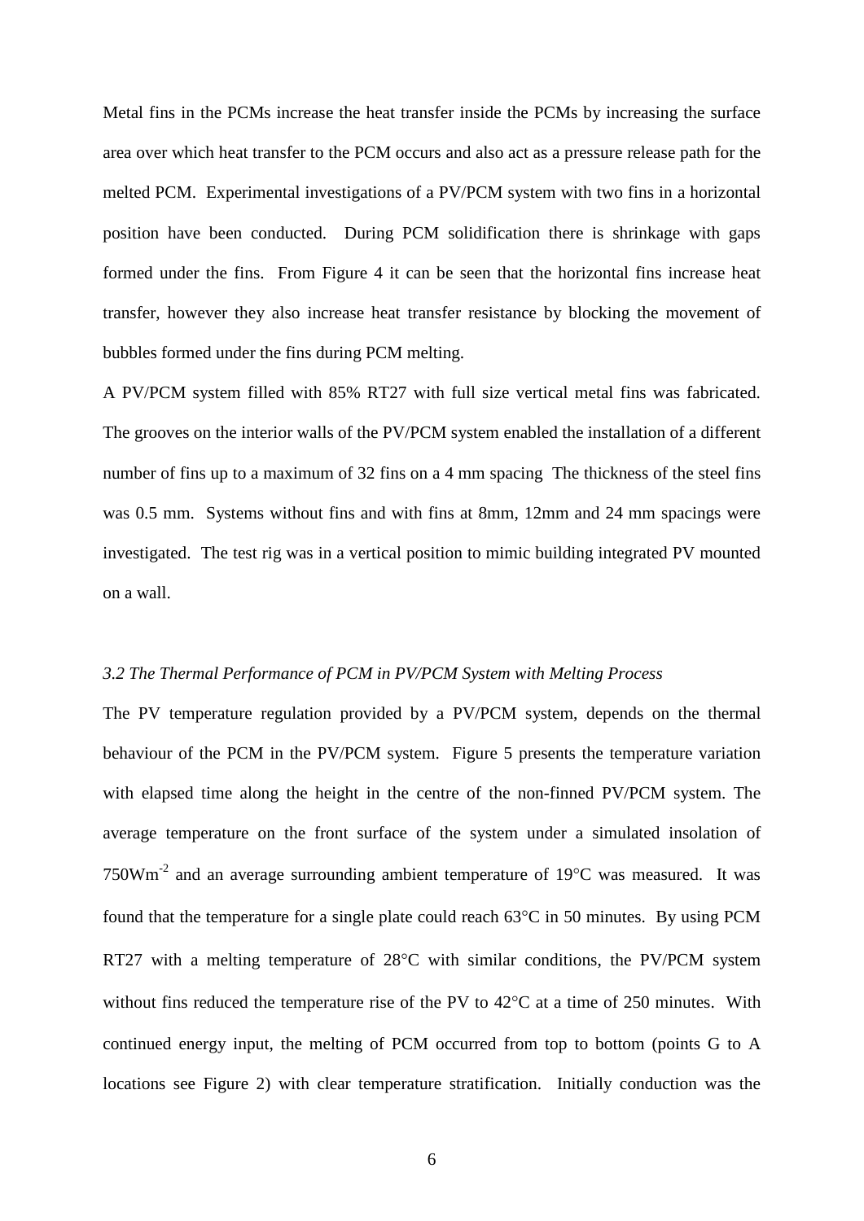Metal fins in the PCMs increase the heat transfer inside the PCMs by increasing the surface area over which heat transfer to the PCM occurs and also act as a pressure release path for the melted PCM. Experimental investigations of a PV/PCM system with two fins in a horizontal position have been conducted. During PCM solidification there is shrinkage with gaps formed under the fins. From Figure 4 it can be seen that the horizontal fins increase heat transfer, however they also increase heat transfer resistance by blocking the movement of bubbles formed under the fins during PCM melting.

A PV/PCM system filled with 85% RT27 with full size vertical metal fins was fabricated. The grooves on the interior walls of the PV/PCM system enabled the installation of a different number of fins up to a maximum of 32 fins on a 4 mm spacing The thickness of the steel fins was 0.5 mm. Systems without fins and with fins at 8mm, 12mm and 24 mm spacings were investigated. The test rig was in a vertical position to mimic building integrated PV mounted on a wall.

### *3.2 The Thermal Performance of PCM in PV/PCM System with Melting Process*

The PV temperature regulation provided by a PV/PCM system, depends on the thermal behaviour of the PCM in the PV/PCM system. Figure 5 presents the temperature variation with elapsed time along the height in the centre of the non-finned PV/PCM system. The average temperature on the front surface of the system under a simulated insolation of $750Wm^{-2}$ and an average surrounding ambient temperature of 19°C was measured. It was found that the temperature for a single plate could reach 63°C in 50 minutes. By using PCM RT27 with a melting temperature of 28°C with similar conditions, the PV/PCM system without fins reduced the temperature rise of the PV to 42°C at a time of 250 minutes. With continued energy input, the melting of PCM occurred from top to bottom (points G to A locations see Figure 2) with clear temperature stratification. Initially conduction was the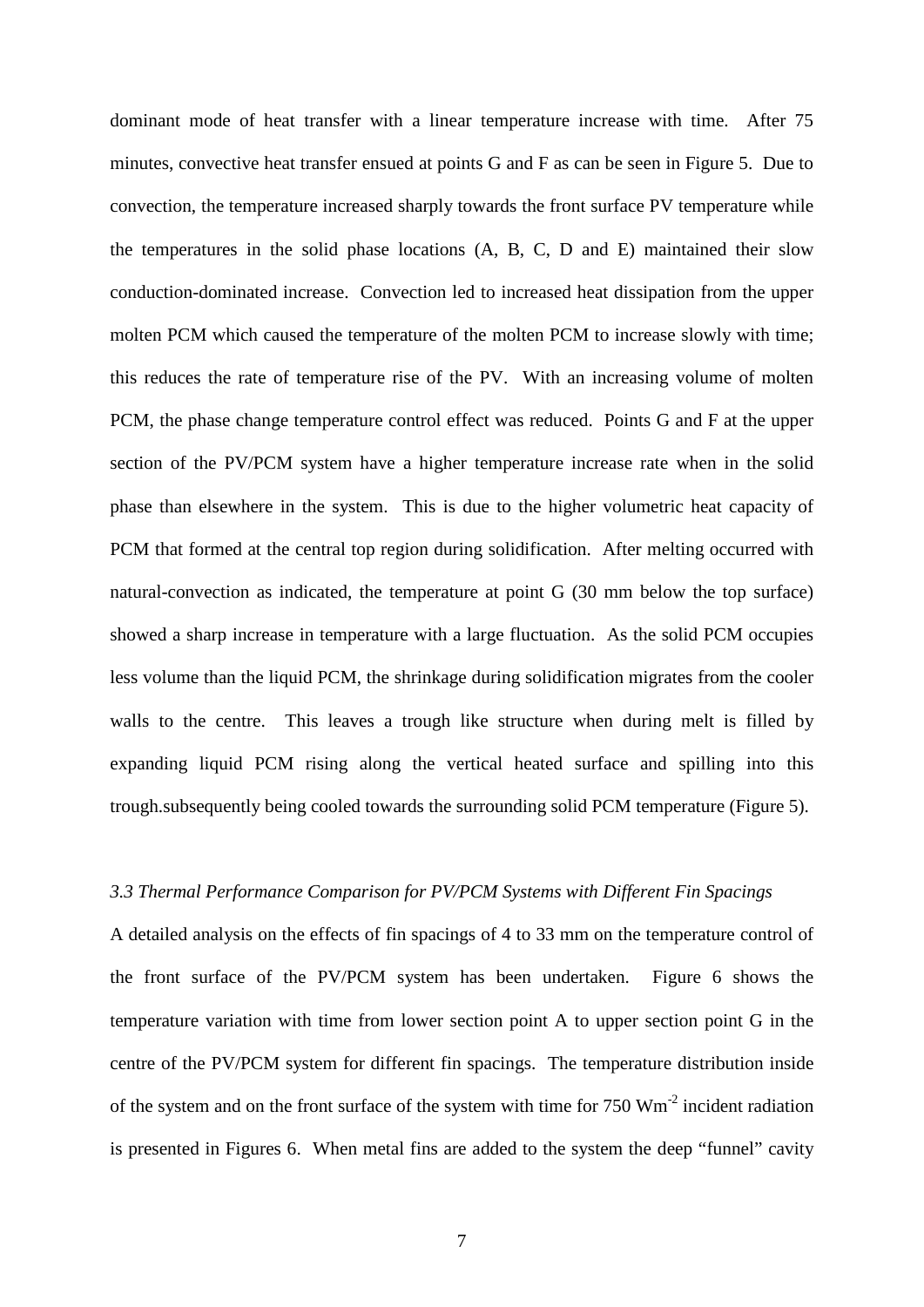dominant mode of heat transfer with a linear temperature increase with time. After 75 minutes, convective heat transfer ensued at points G and F as can be seen in Figure 5. Due to convection, the temperature increased sharply towards the front surface PV temperature while the temperatures in the solid phase locations (A, B, C, D and E) maintained their slow conduction-dominated increase. Convection led to increased heat dissipation from the upper molten PCM which caused the temperature of the molten PCM to increase slowly with time; this reduces the rate of temperature rise of the PV. With an increasing volume of molten PCM, the phase change temperature control effect was reduced. Points G and F at the upper section of the PV/PCM system have a higher temperature increase rate when in the solid phase than elsewhere in the system. This is due to the higher volumetric heat capacity of PCM that formed at the central top region during solidification. After melting occurred with natural-convection as indicated, the temperature at point G (30 mm below the top surface) showed a sharp increase in temperature with a large fluctuation. As the solid PCM occupies less volume than the liquid PCM, the shrinkage during solidification migrates from the cooler walls to the centre. This leaves a trough like structure when during melt is filled by expanding liquid PCM rising along the vertical heated surface and spilling into this trough.subsequently being cooled towards the surrounding solid PCM temperature (Figure 5).

### *3.3 Thermal Performance Comparison for PV/PCM Systems with Different Fin Spacings*

A detailed analysis on the effects of fin spacings of 4 to 33 mm on the temperature control of the front surface of the PV/PCM system has been undertaken. Figure 6 shows the temperature variation with time from lower section point A to upper section point G in the centre of the PV/PCM system for different fin spacings. The temperature distribution inside of the system and on the front surface of the system with time for 750 $Wm^{-2}$ incident radiation is presented in Figures 6. When metal fins are added to the system the deep "funnel" cavity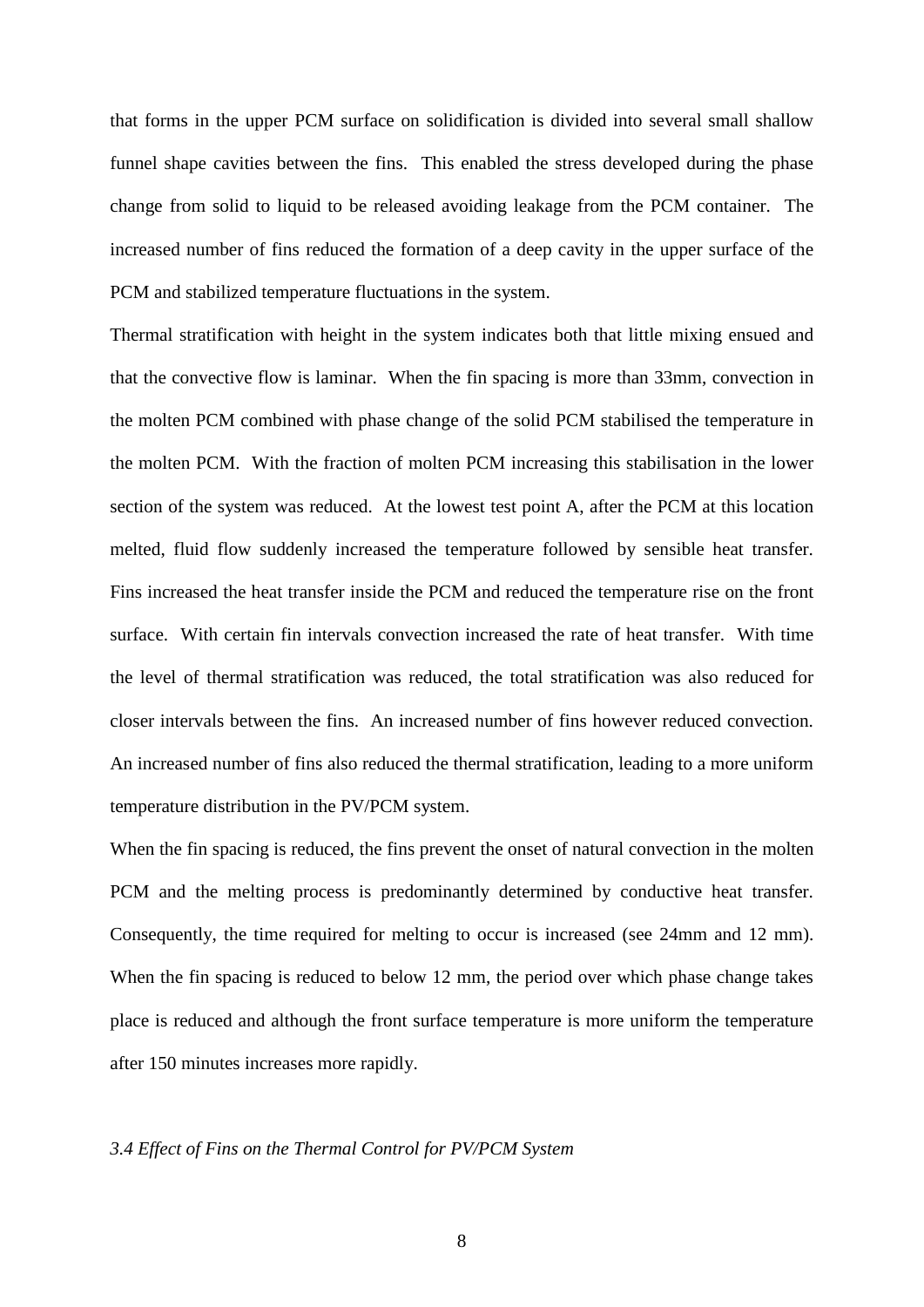that forms in the upper PCM surface on solidification is divided into several small shallow funnel shape cavities between the fins. This enabled the stress developed during the phase change from solid to liquid to be released avoiding leakage from the PCM container. The increased number of fins reduced the formation of a deep cavity in the upper surface of the PCM and stabilized temperature fluctuations in the system.

Thermal stratification with height in the system indicates both that little mixing ensued and that the convective flow is laminar. When the fin spacing is more than 33mm, convection in the molten PCM combined with phase change of the solid PCM stabilised the temperature in the molten PCM. With the fraction of molten PCM increasing this stabilisation in the lower section of the system was reduced. At the lowest test point A, after the PCM at this location melted, fluid flow suddenly increased the temperature followed by sensible heat transfer. Fins increased the heat transfer inside the PCM and reduced the temperature rise on the front surface. With certain fin intervals convection increased the rate of heat transfer. With time the level of thermal stratification was reduced, the total stratification was also reduced for closer intervals between the fins. An increased number of fins however reduced convection. An increased number of fins also reduced the thermal stratification, leading to a more uniform temperature distribution in the PV/PCM system.

When the fin spacing is reduced, the fins prevent the onset of natural convection in the molten PCM and the melting process is predominantly determined by conductive heat transfer. Consequently, the time required for melting to occur is increased (see 24mm and 12 mm). When the fin spacing is reduced to below 12 mm, the period over which phase change takes place is reduced and although the front surface temperature is more uniform the temperature after 150 minutes increases more rapidly.

### *3.4 Effect of Fins on the Thermal Control for PV/PCM System*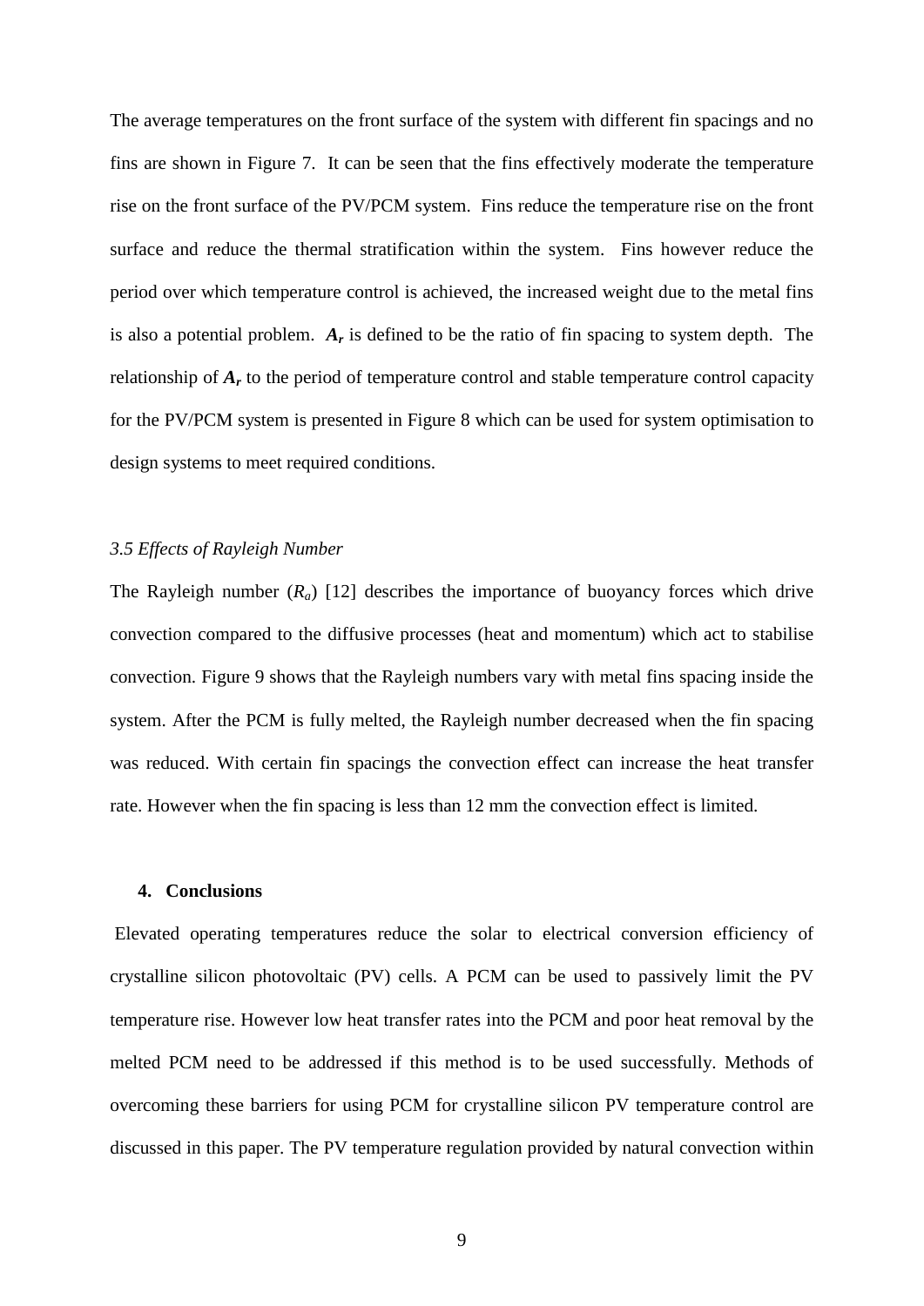The average temperatures on the front surface of the system with different fin spacings and no fins are shown in Figure 7. It can be seen that the fins effectively moderate the temperature rise on the front surface of the PV/PCM system. Fins reduce the temperature rise on the front surface and reduce the thermal stratification within the system. Fins however reduce the period over which temperature control is achieved, the increased weight due to the metal fins is also a potential problem. $A_r$ is defined to be the ratio of fin spacing to system depth. The relationship of $A_r$ to the period of temperature control and stable temperature control capacity for the PV/PCM system is presented in Figure 8 which can be used for system optimisation to design systems to meet required conditions.

### *3.5 Effects of Rayleigh Number*

The Rayleigh number ($R_a$) [12] describes the importance of buoyancy forces which drive convection compared to the diffusive processes (heat and momentum) which act to stabilise convection. Figure 9 shows that the Rayleigh numbers vary with metal fins spacing inside the system. After the PCM is fully melted, the Rayleigh number decreased when the fin spacing was reduced. With certain fin spacings the convection effect can increase the heat transfer rate. However when the fin spacing is less than 12 mm the convection effect is limited.

## 4. Conclusions

Elevated operating temperatures reduce the solar to electrical conversion efficiency of crystalline silicon photovoltaic (PV) cells. A PCM can be used to passively limit the PV temperature rise. However low heat transfer rates into the PCM and poor heat removal by the melted PCM need to be addressed if this method is to be used successfully. Methods of overcoming these barriers for using PCM for crystalline silicon PV temperature control are discussed in this paper. The PV temperature regulation provided by natural convection within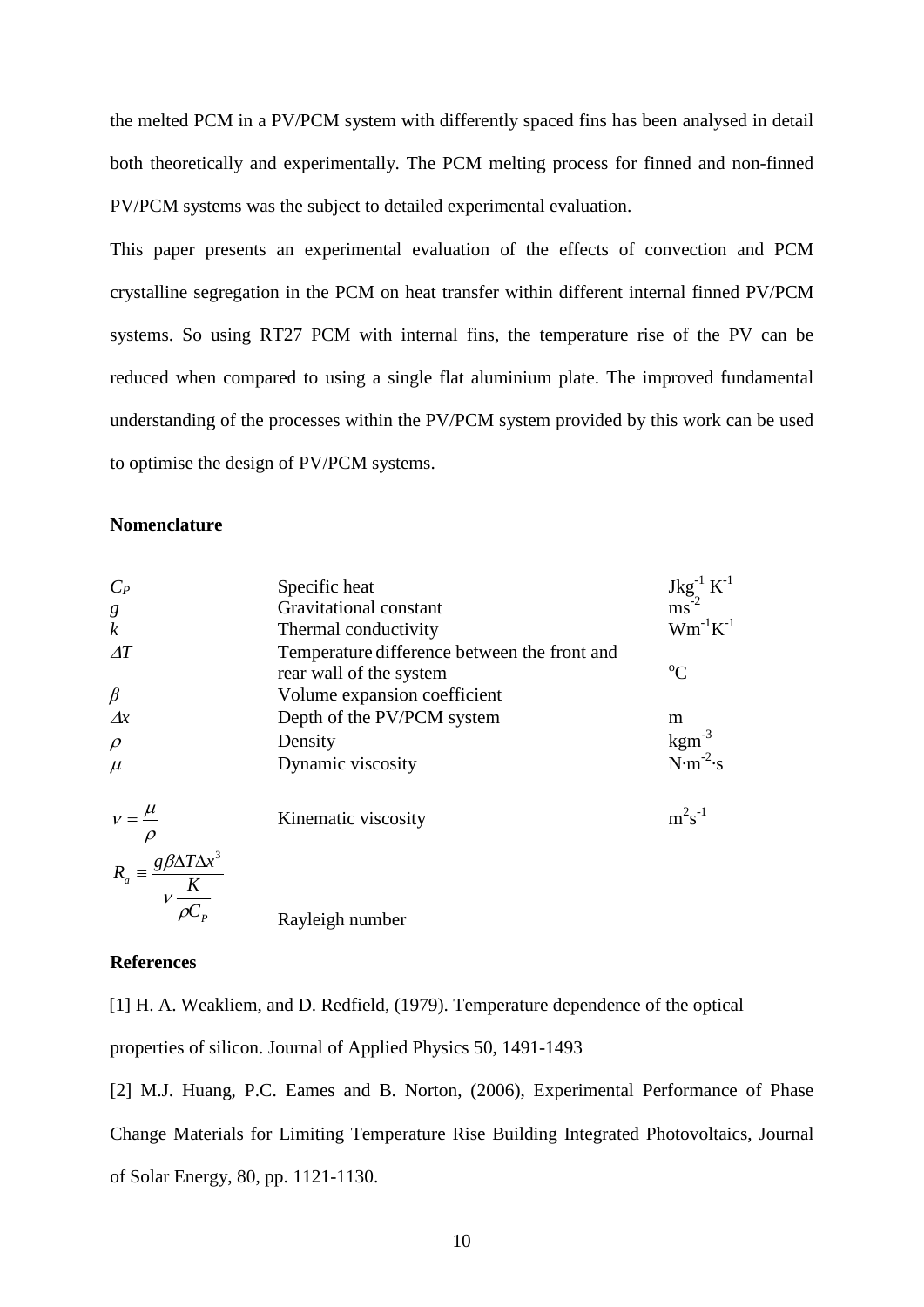the melted PCM in a PV/PCM system with differently spaced fins has been analysed in detail both theoretically and experimentally. The PCM melting process for finned and non-finned PV/PCM systems was the subject to detailed experimental evaluation.

This paper presents an experimental evaluation of the effects of convection and PCM crystalline segregation in the PCM on heat transfer within different internal finned PV/PCM systems. So using RT27 PCM with internal fins, the temperature rise of the PV can be reduced when compared to using a single flat aluminium plate. The improved fundamental understanding of the processes within the PV/PCM system provided by this work can be used to optimise the design of PV/PCM systems.

**Nomenclature**

| | | |
|---|---|---|
| $C_P$ | Specific heat | $Jkg^{-1} K^{-1}$ |
| $g$ | Gravitational constant | $ms^{-2}$ |
| $k$ | Thermal conductivity | $Wm^{-1}K^{-1}$ |
| $\Delta T$ | Temperature difference between the front and rear wall of the system | $^{o}C$ |
| $\beta$ | Volume expansion coefficient | |
| $\Delta x$ | Depth of the PV/PCM system | m |
| $\rho$ | Density | $kgm^{-3}$ |
| $\mu$ | Dynamic viscosity | $N{\cdot}m^{-2}{\cdot}s$ |
| $\nu = \dfrac{\mu}{\rho}$ | Kinematic viscosity | $m^2s^{-1}$ |
| $R_a \equiv \dfrac{g\beta\Delta T\Delta x^3}{\nu\dfrac{K}{\rho C_P}}$ | Rayleigh number | |

**References**

[1] H. A. Weakliem, and D. Redfield, (1979). Temperature dependence of the optical properties of silicon. Journal of Applied Physics 50, 1491-1493

[2] M.J. Huang, P.C. Eames and B. Norton, (2006), Experimental Performance of Phase Change Materials for Limiting Temperature Rise Building Integrated Photovoltaics, Journal of Solar Energy, 80, pp. 1121-1130.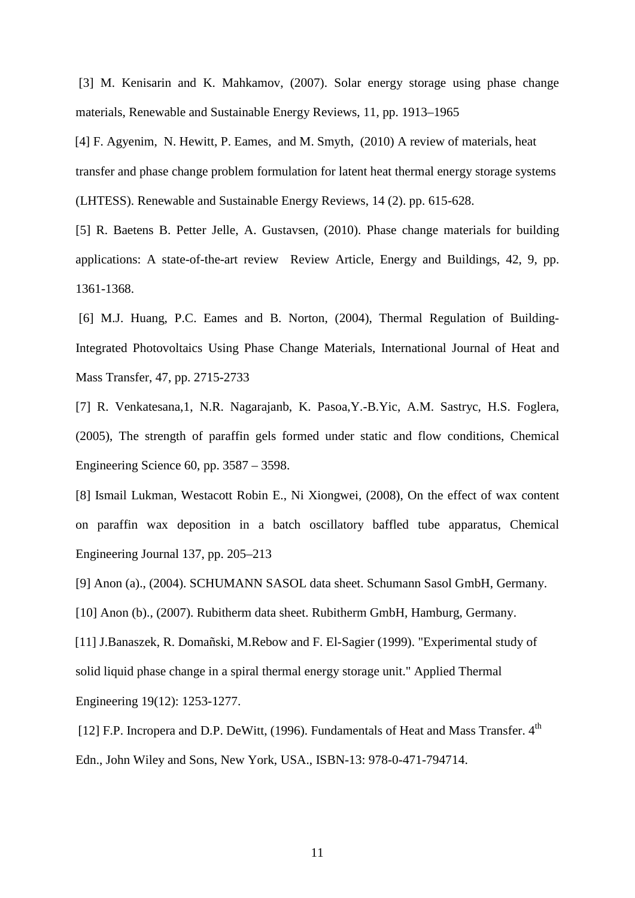[3] M. Kenisarin and K. Mahkamov, (2007). Solar energy storage using phase change materials, Renewable and Sustainable Energy Reviews, 11, pp. 1913–1965

[4] F. Agyenim, N. Hewitt, P. Eames, and M. Smyth, (2010) A review of materials, heat transfer and phase change problem formulation for latent heat thermal energy storage systems (LHTESS). Renewable and Sustainable Energy Reviews, 14 (2). pp. 615-628.

[5] R. Baetens B. Petter Jelle, A. Gustavsen, (2010). Phase change materials for building applications: A state-of-the-art review Review Article, Energy and Buildings, 42, 9, pp. 1361-1368.

[6] M.J. Huang, P.C. Eames and B. Norton, (2004), Thermal Regulation of Building-Integrated Photovoltaics Using Phase Change Materials, International Journal of Heat and Mass Transfer, 47, pp. 2715-2733

[7] R. Venkatesana,1, N.R. Nagarajanb, K. Pasoa,Y.-B.Yic, A.M. Sastryc, H.S. Foglera, (2005), The strength of paraffin gels formed under static and flow conditions, Chemical Engineering Science 60, pp. 3587 – 3598.

[8] Ismail Lukman, Westacott Robin E., Ni Xiongwei, (2008), On the effect of wax content on paraffin wax deposition in a batch oscillatory baffled tube apparatus, Chemical Engineering Journal 137, pp. 205–213

[9] Anon (a)., (2004). SCHUMANN SASOL data sheet. Schumann Sasol GmbH, Germany.

[10] Anon (b)., (2007). Rubitherm data sheet. Rubitherm GmbH, Hamburg, Germany.

[11] J.Banaszek, R. Domañski, M.Rebow and F. El-Sagier (1999). "Experimental study of solid liquid phase change in a spiral thermal energy storage unit." Applied Thermal Engineering 19(12): 1253-1277.

[12] F.P. Incropera and D.P. DeWitt, (1996). Fundamentals of Heat and Mass Transfer. 4th Edn., John Wiley and Sons, New York, USA., ISBN-13: 978-0-471-794714.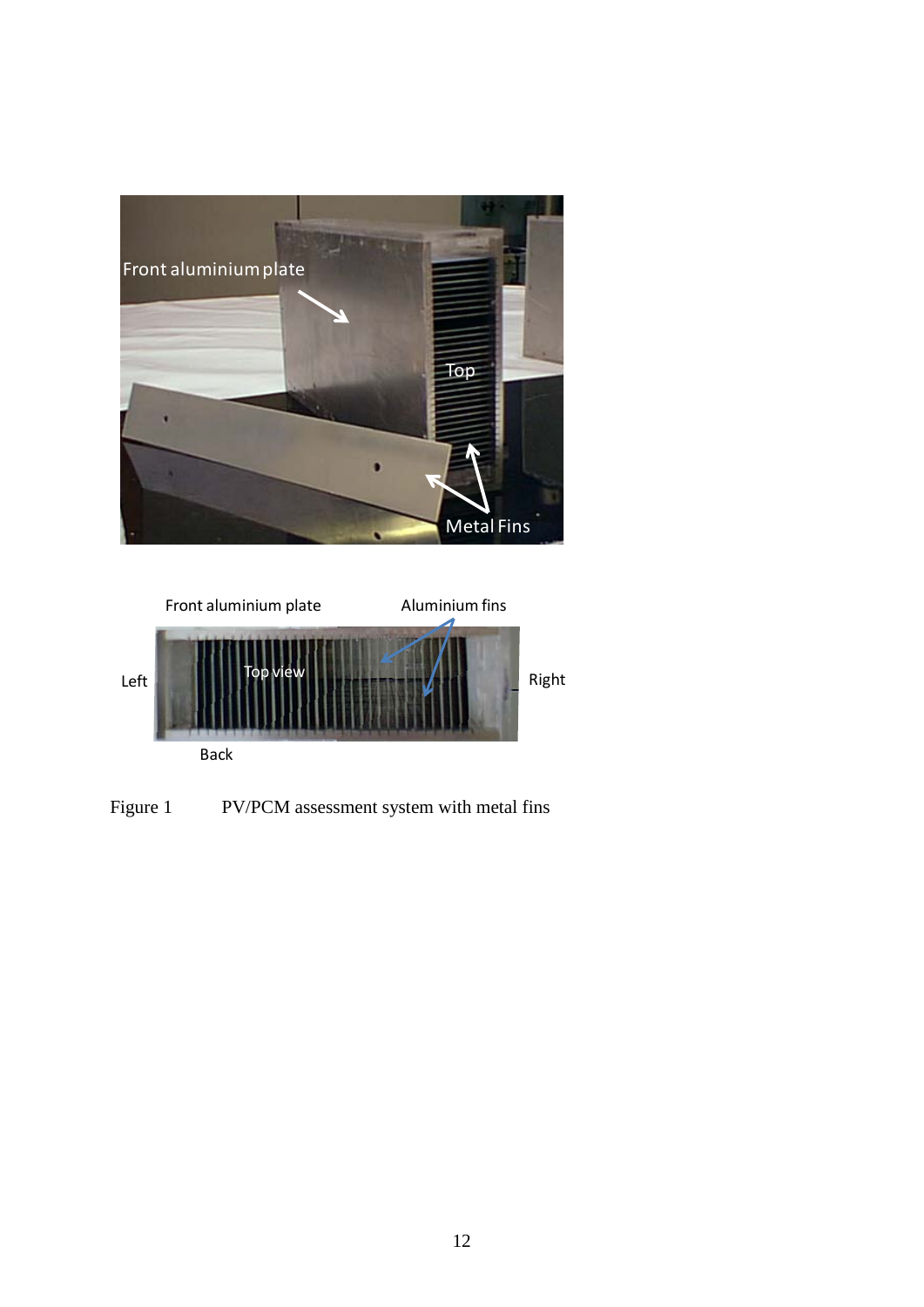Figure 1 PV/PCM assessment system with metal fins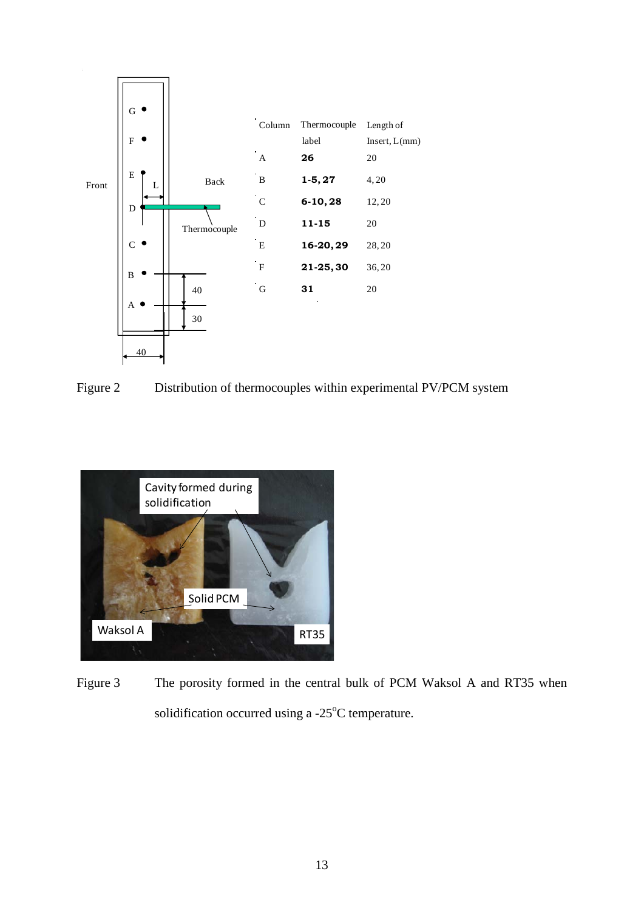| Column | Thermocouple label | Length of Insert, L (mm) |
|---|---|---|
| A | **26** | 20 |
| B | **1-5, 27** | 4, 20 |
| C | **6-10, 28** | 12, 20 |
| D | **11-15** | 20 |
| E | **16-20, 29** | 28, 20 |
| F | **21-25, 30** | 36, 20 |
| G | **31** | 20 |

Figure 2 Distribution of thermocouples within experimental PV/PCM system

Figure 3 The porosity formed in the central bulk of PCM Waksol A and RT35 when solidification occurred using a -25$^{o}$C temperature.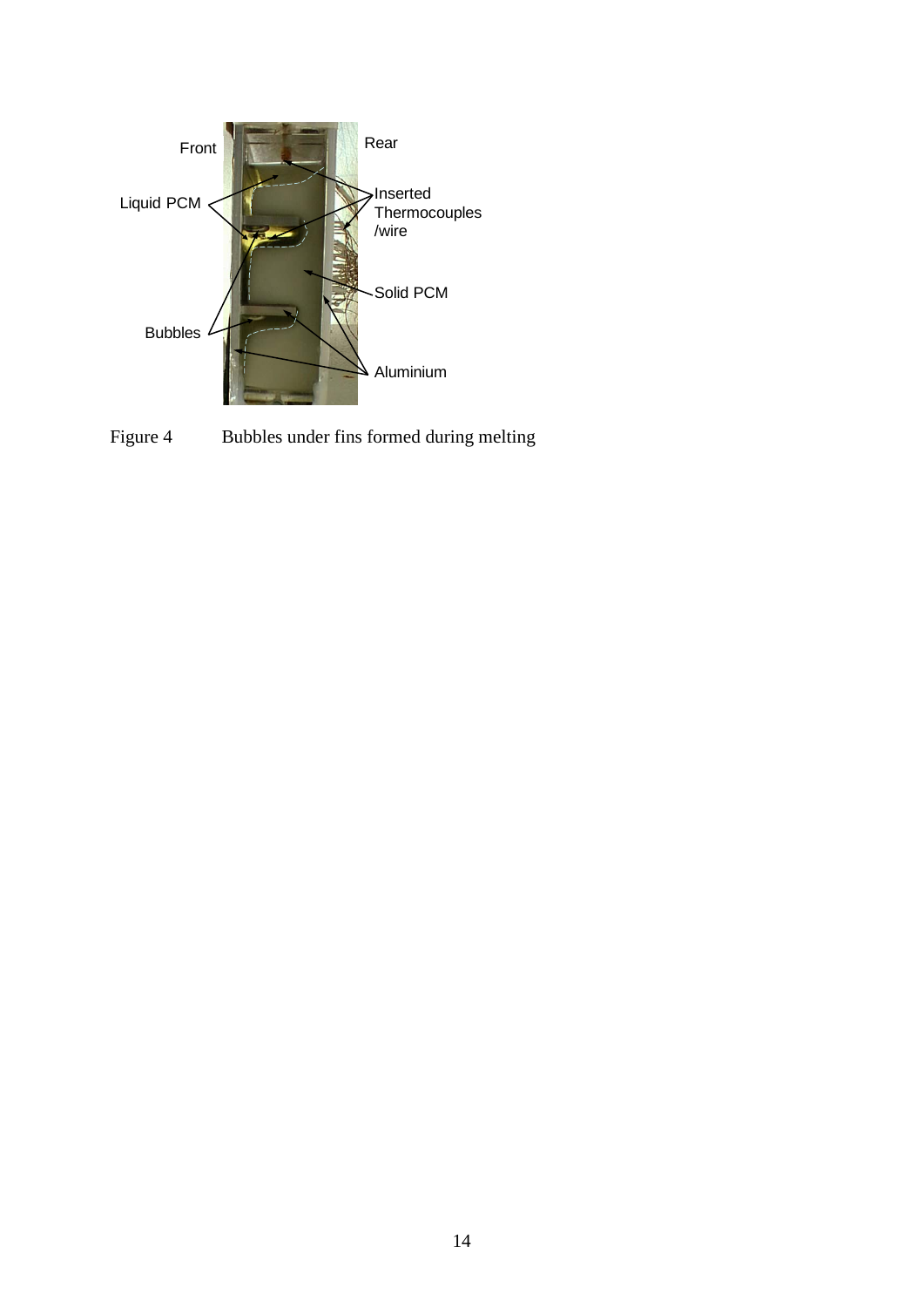Figure 4 Bubbles under fins formed during melting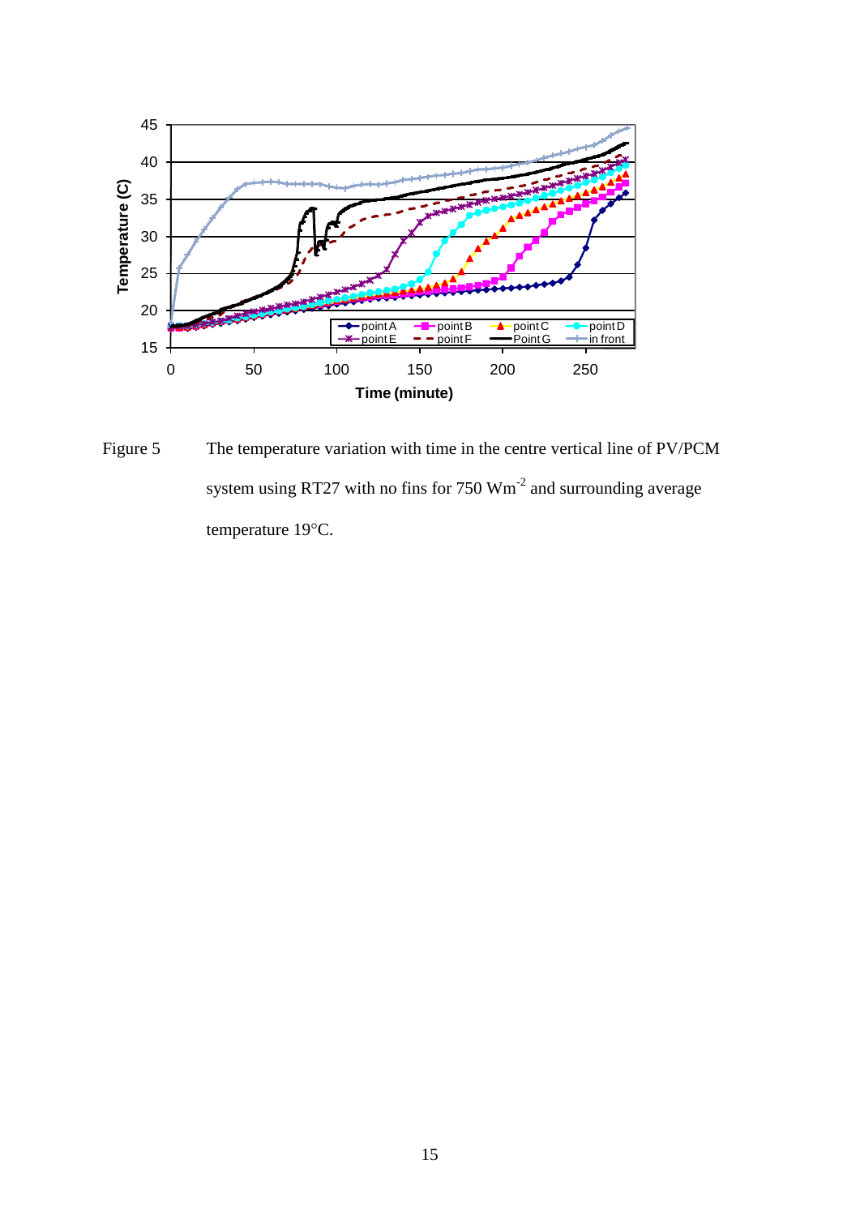Figure 5 The temperature variation with time in the centre vertical line of PV/PCM system using RT27 with no fins for 750 $Wm^{-2}$ and surrounding average temperature 19°C.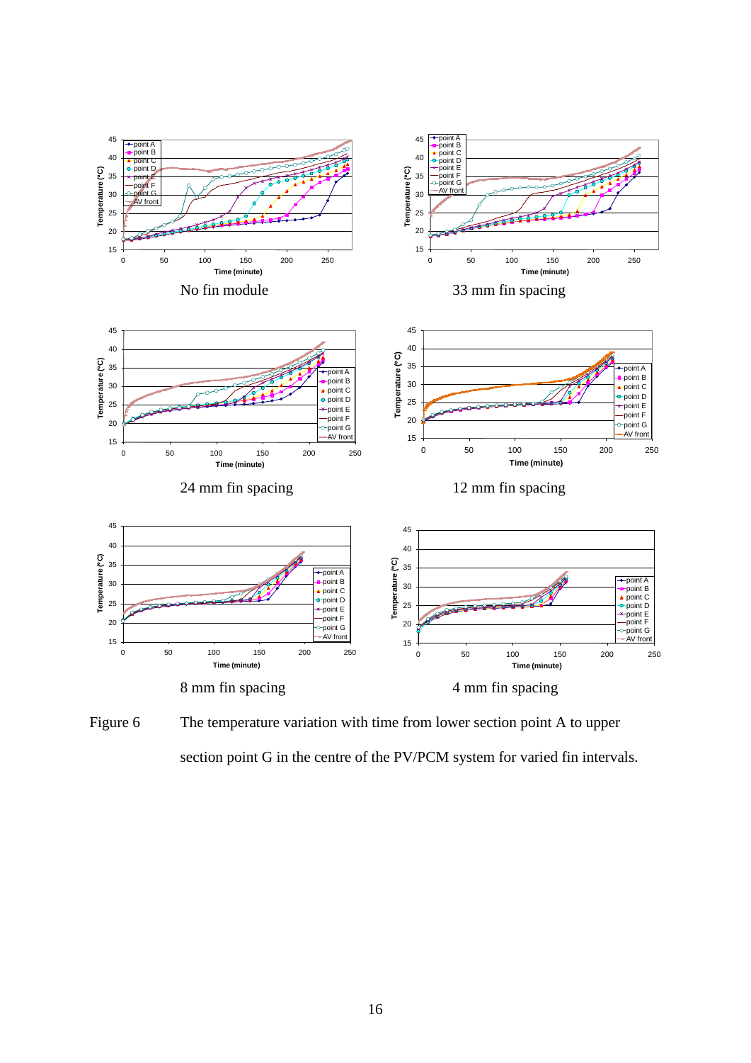No fin module

33 mm fin spacing

24 mm fin spacing

12 mm fin spacing

8 mm fin spacing

4 mm fin spacing

Figure 6 The temperature variation with time from lower section point A to upper section point G in the centre of the PV/PCM system for varied fin intervals.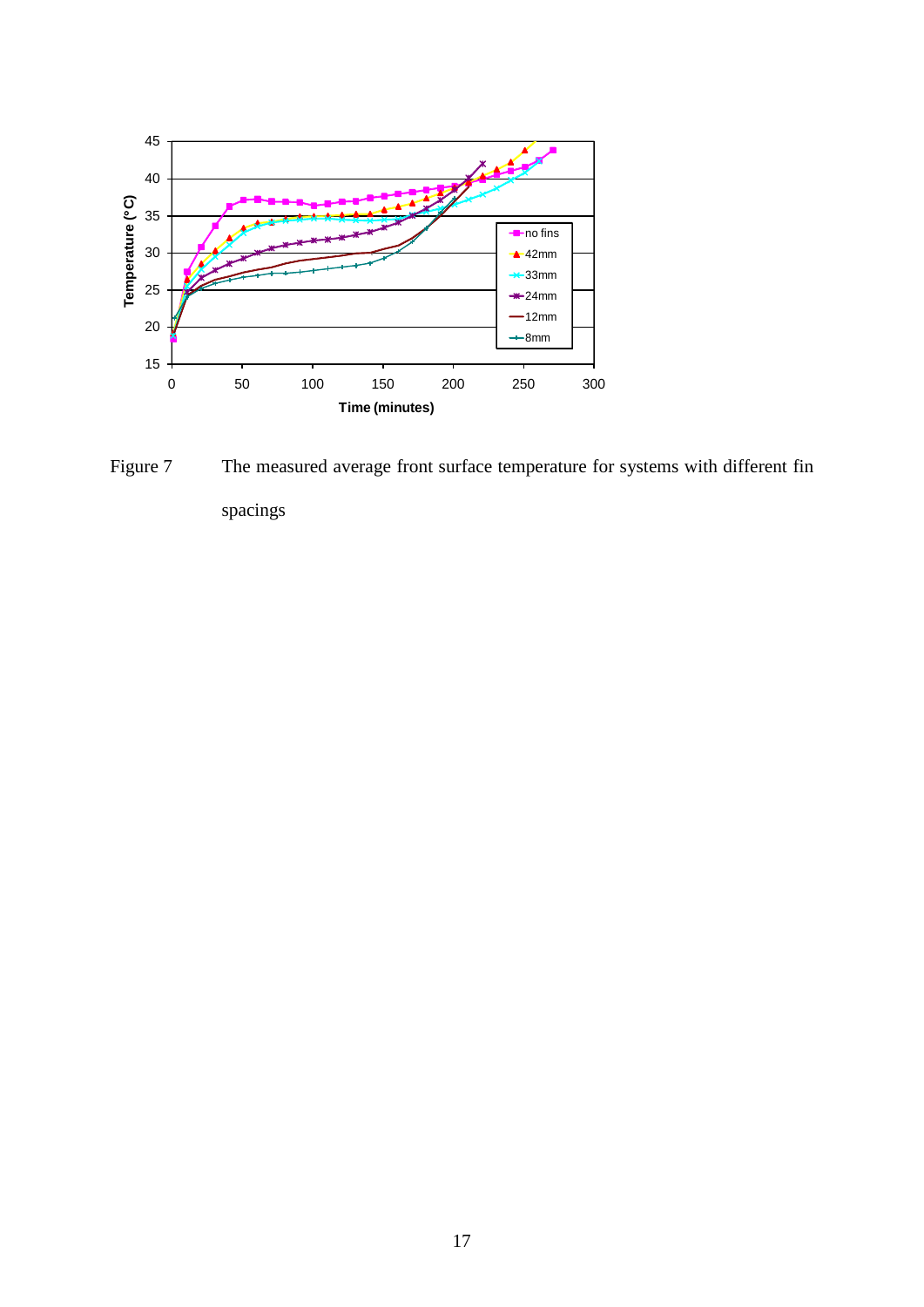Figure 7 The measured average front surface temperature for systems with different fin spacings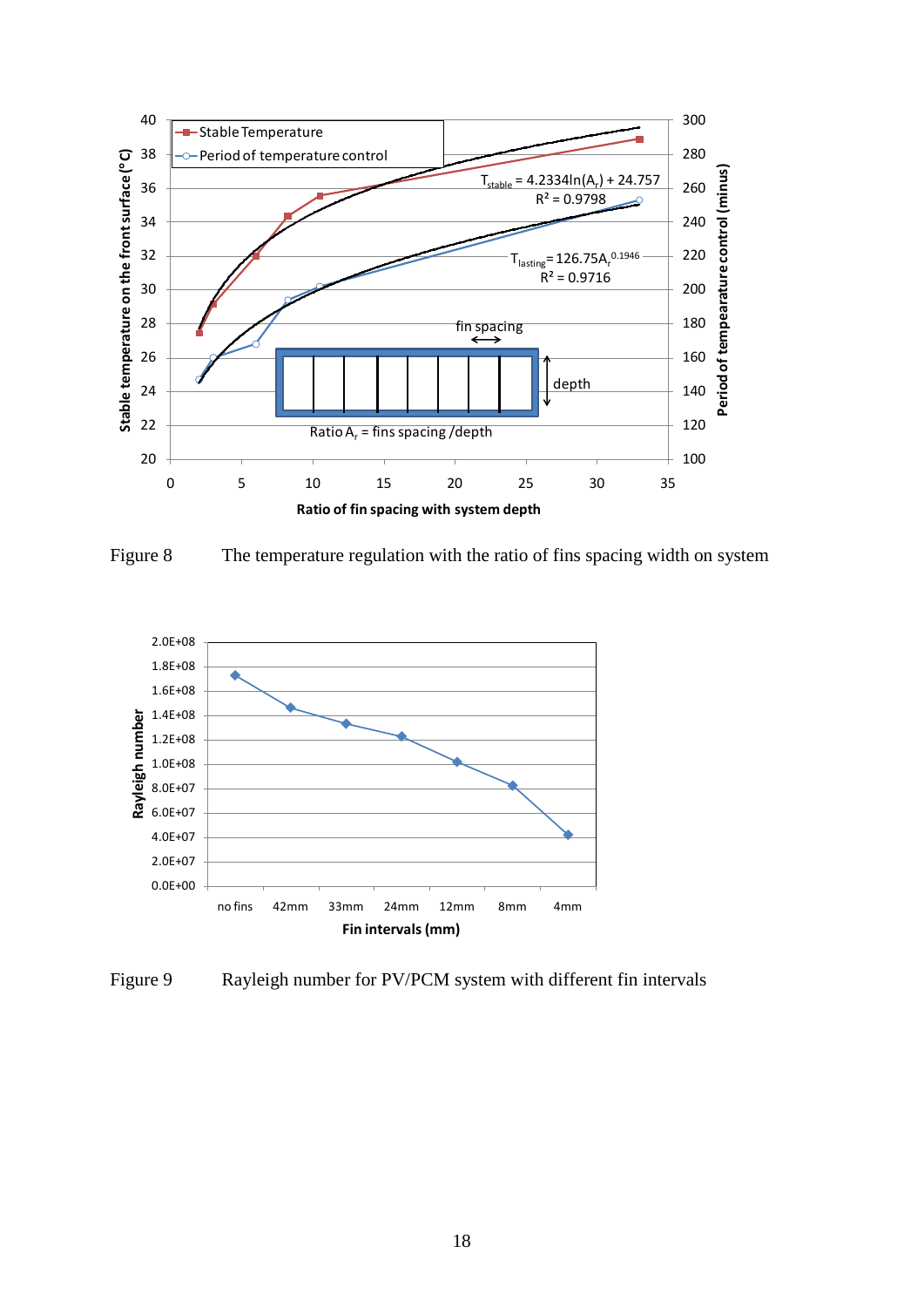Figure 8 The temperature regulation with the ratio of fins spacing width on system

Figure 9 Rayleigh number for PV/PCM system with different fin intervals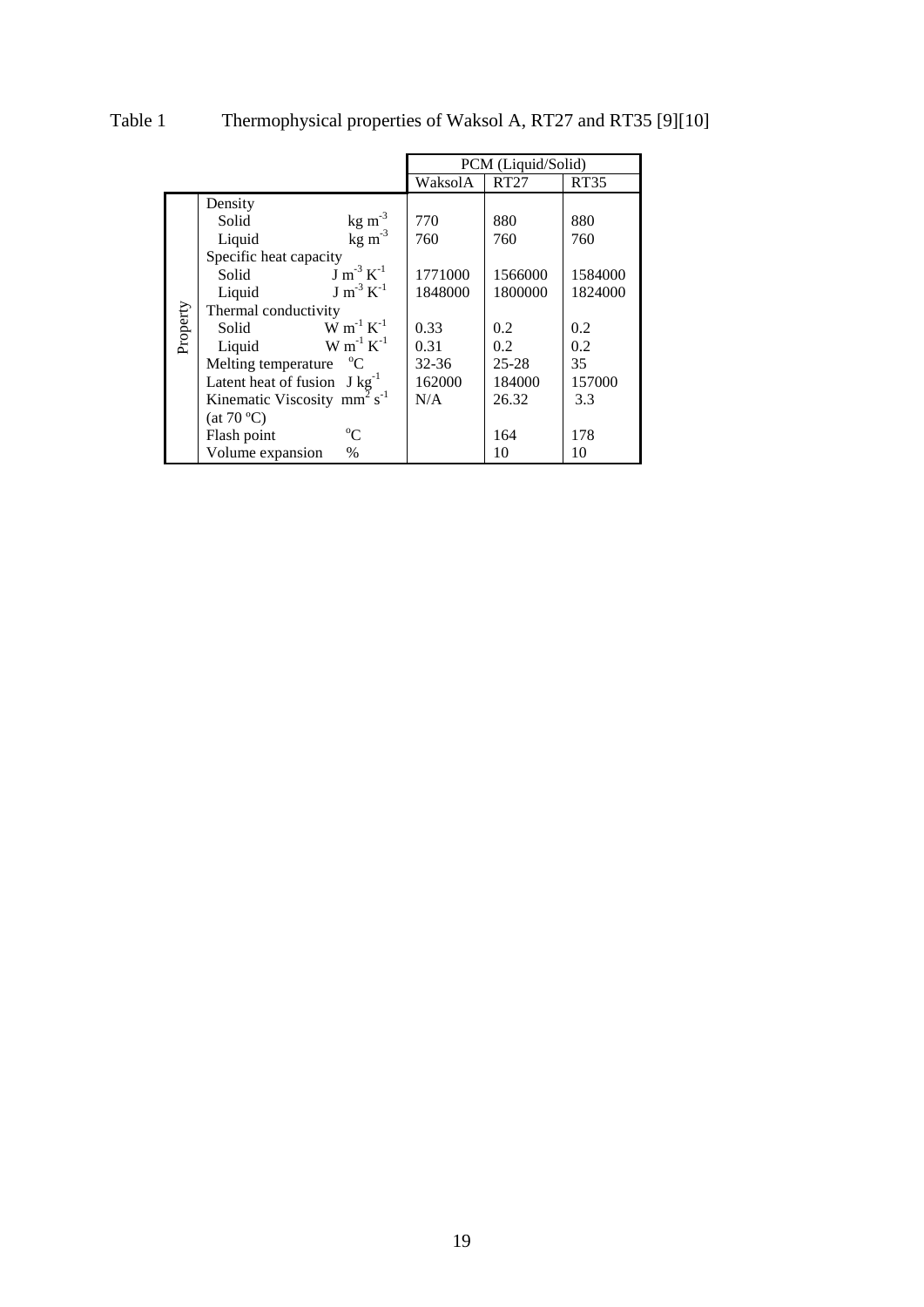Table 1 Thermophysical properties of Waksol A, RT27 and RT35 [9][10]

| | | PCM (Liquid/Solid) | | |
|---|---|---|---|---|
| | | WaksolA | RT27 | RT35 |
| Property | Density | | | |
| | Solid $kg\ m^{-3}$ | 770 | 880 | 880 |
| | Liquid $kg\ m^{-3}$ | 760 | 760 | 760 |
| | Specific heat capacity | | | |
| | Solid $J\ m^{-3}\ K^{-1}$ | 1771000 | 1566000 | 1584000 |
| | Liquid $J\ m^{-3}\ K^{-1}$ | 1848000 | 1800000 | 1824000 |
| | Thermal conductivity | | | |
| | Solid $W\ m^{-1}\ K^{-1}$ | 0.33 | 0.2 | 0.2 |
| | Liquid $W\ m^{-1}\ K^{-1}$ | 0.31 | 0.2 | 0.2 |
| | Melting temperature $^{o}C$ | 32-36 | 25-28 | 35 |
| | Latent heat of fusion $J\ kg^{-1}$ | 162000 | 184000 | 157000 |
| | Kinematic Viscosity $mm^2\ s^{-1}$ (at 70 ºC) | N/A | 26.32 | 3.3 |
| | Flash point $^{o}C$ | | 164 | 178 |
| | Volume expansion % | | 10 | 10 |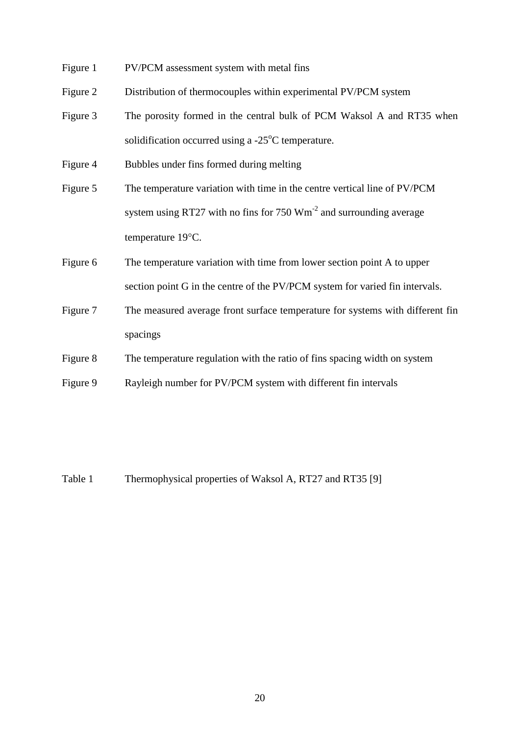Figure 1 PV/PCM assessment system with metal fins

Figure 2 Distribution of thermocouples within experimental PV/PCM system

Figure 3 The porosity formed in the central bulk of PCM Waksol A and RT35 when solidification occurred using a -25$^{o}$C temperature.

Figure 4 Bubbles under fins formed during melting

Figure 5 The temperature variation with time in the centre vertical line of PV/PCM system using RT27 with no fins for 750 $Wm^{-2}$ and surrounding average temperature 19°C.

Figure 6 The temperature variation with time from lower section point A to upper section point G in the centre of the PV/PCM system for varied fin intervals.

Figure 7 The measured average front surface temperature for systems with different fin spacings

Figure 8 The temperature regulation with the ratio of fins spacing width on system

Figure 9 Rayleigh number for PV/PCM system with different fin intervals

Table 1 Thermophysical properties of Waksol A, RT27 and RT35 [9]